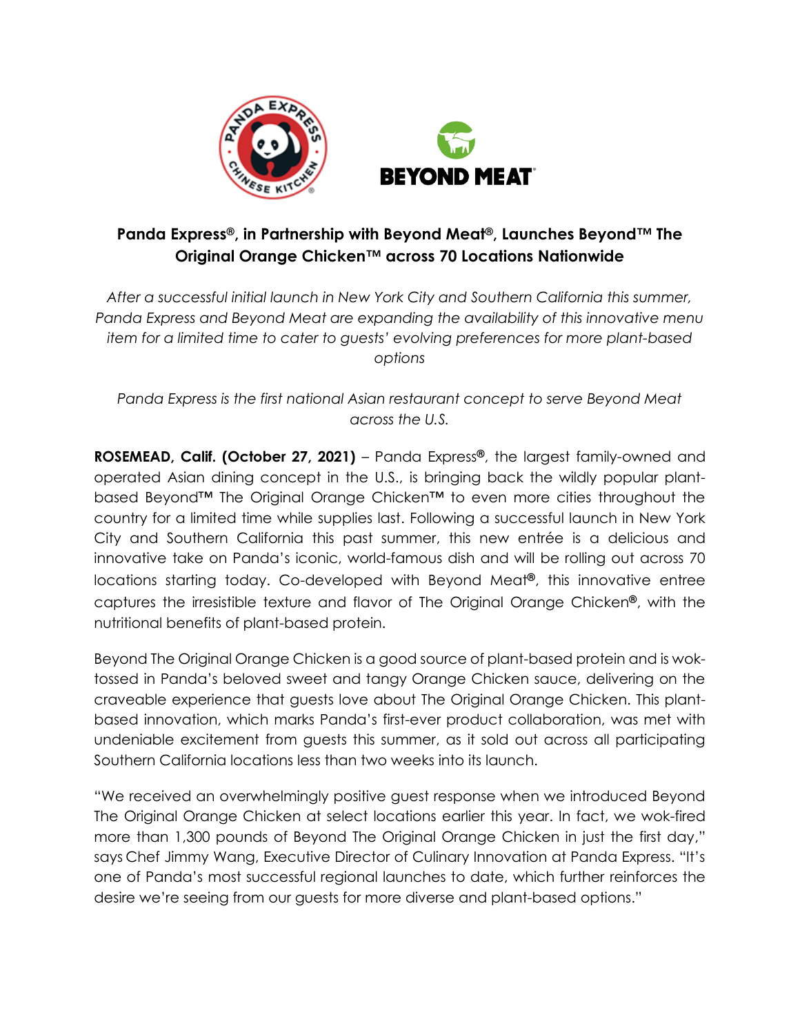**Panda Express®, in Partnership with Beyond Meat®, Launches Beyond™ The Original Orange Chicken™ across 70 Locations Nationwide**

*After a successful initial launch in New York City and Southern California this summer, Panda Express and Beyond Meat are expanding the availability of this innovative menu item for a limited time to cater to guests' evolving preferences for more plant-based options*

*Panda Express is the first national Asian restaurant concept to serve Beyond Meat across the U.S.*

**ROSEMEAD, Calif. (October 27, 2021)** – Panda Express**®**, the largest family-owned and operated Asian dining concept in the U.S., is bringing back the wildly popular plant-based Beyond™ The Original Orange Chicken™ to even more cities throughout the country for a limited time while supplies last. Following a successful launch in New York City and Southern California this past summer, this new entrée is a delicious and innovative take on Panda's iconic, world-famous dish and will be rolling out across 70 locations starting today. Co-developed with Beyond Meat**®**, this innovative entree captures the irresistible texture and flavor of The Original Orange Chicken**®**, with the nutritional benefits of plant-based protein.

Beyond The Original Orange Chicken is a good source of plant-based protein and is wok-tossed in Panda's beloved sweet and tangy Orange Chicken sauce, delivering on the craveable experience that guests love about The Original Orange Chicken. This plant-based innovation, which marks Panda's first-ever product collaboration, was met with undeniable excitement from guests this summer, as it sold out across all participating Southern California locations less than two weeks into its launch.

"We received an overwhelmingly positive guest response when we introduced Beyond The Original Orange Chicken at select locations earlier this year. In fact, we wok-fired more than 1,300 pounds of Beyond The Original Orange Chicken in just the first day," says Chef Jimmy Wang, Executive Director of Culinary Innovation at Panda Express. "It's one of Panda's most successful regional launches to date, which further reinforces the desire we're seeing from our guests for more diverse and plant-based options."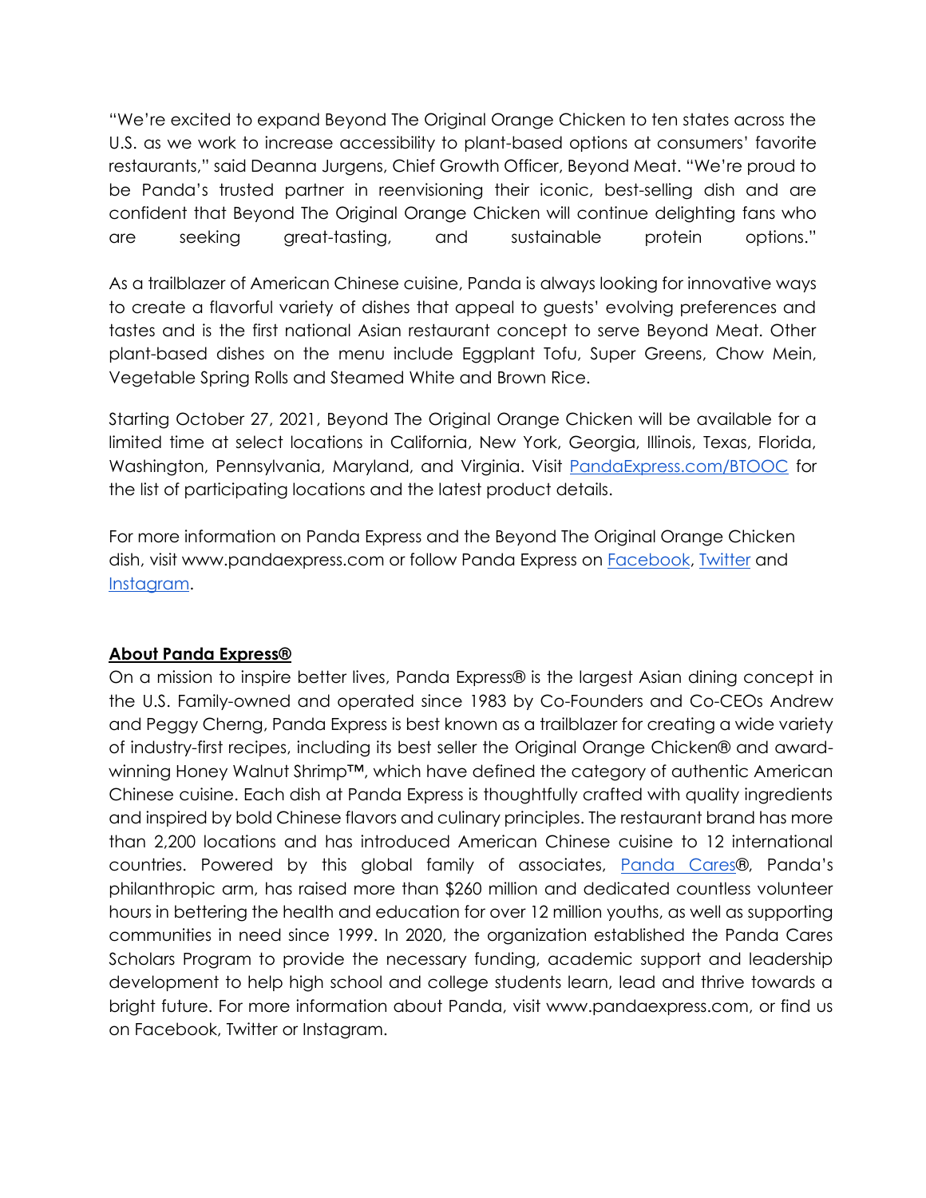"We're excited to expand Beyond The Original Orange Chicken to ten states across the U.S. as we work to increase accessibility to plant-based options at consumers' favorite restaurants," said Deanna Jurgens, Chief Growth Officer, Beyond Meat. "We're proud to be Panda's trusted partner in reenvisioning their iconic, best-selling dish and are confident that Beyond The Original Orange Chicken will continue delighting fans who are seeking great-tasting, and sustainable protein options."

As a trailblazer of American Chinese cuisine, Panda is always looking for innovative ways to create a flavorful variety of dishes that appeal to guests' evolving preferences and tastes and is the first national Asian restaurant concept to serve Beyond Meat. Other plant-based dishes on the menu include Eggplant Tofu, Super Greens, Chow Mein, Vegetable Spring Rolls and Steamed White and Brown Rice.

Starting October 27, 2021, Beyond The Original Orange Chicken will be available for a limited time at select locations in California, New York, Georgia, Illinois, Texas, Florida, Washington, Pennsylvania, Maryland, and Virginia. Visit [PandaExpress.com/BTOOC]() for the list of participating locations and the latest product details.

For more information on Panda Express and the Beyond The Original Orange Chicken dish, visit www.pandaexpress.com or follow Panda Express on [Facebook](), [Twitter]() and [Instagram]().

**About Panda Express®**

On a mission to inspire better lives, Panda Express® is the largest Asian dining concept in the U.S. Family-owned and operated since 1983 by Co-Founders and Co-CEOs Andrew and Peggy Cherng, Panda Express is best known as a trailblazer for creating a wide variety of industry-first recipes, including its best seller the Original Orange Chicken® and award-winning Honey Walnut Shrimp™, which have defined the category of authentic American Chinese cuisine. Each dish at Panda Express is thoughtfully crafted with quality ingredients and inspired by bold Chinese flavors and culinary principles. The restaurant brand has more than 2,200 locations and has introduced American Chinese cuisine to 12 international countries. Powered by this global family of associates, [Panda Cares]()®, Panda's philanthropic arm, has raised more than $260 million and dedicated countless volunteer hours in bettering the health and education for over 12 million youths, as well as supporting communities in need since 1999. In 2020, the organization established the Panda Cares Scholars Program to provide the necessary funding, academic support and leadership development to help high school and college students learn, lead and thrive towards a bright future. For more information about Panda, visit www.pandaexpress.com, or find us on Facebook, Twitter or Instagram.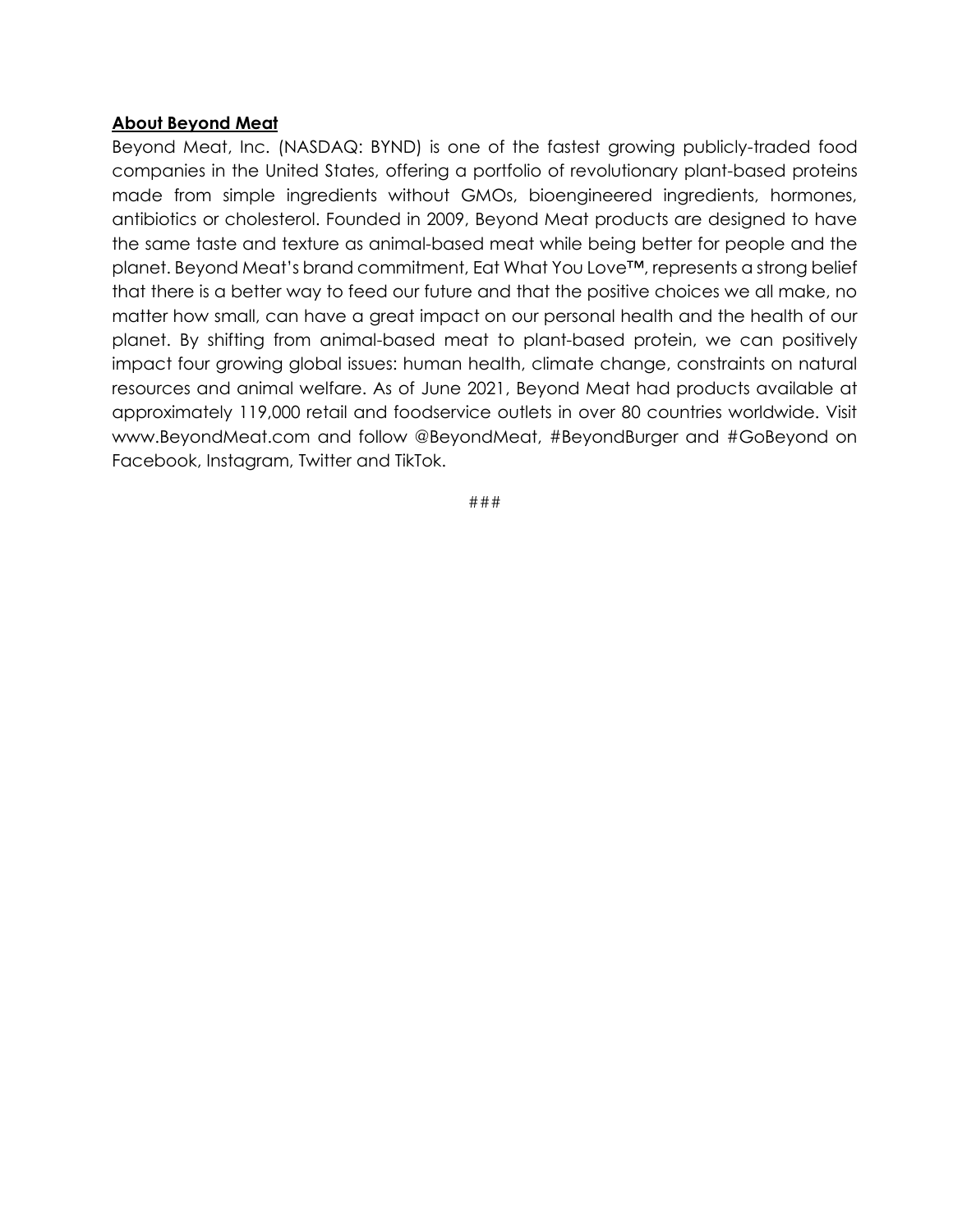**About Beyond Meat**

Beyond Meat, Inc. (NASDAQ: BYND) is one of the fastest growing publicly-traded food companies in the United States, offering a portfolio of revolutionary plant-based proteins made from simple ingredients without GMOs, bioengineered ingredients, hormones, antibiotics or cholesterol. Founded in 2009, Beyond Meat products are designed to have the same taste and texture as animal-based meat while being better for people and the planet. Beyond Meat's brand commitment, Eat What You Love™, represents a strong belief that there is a better way to feed our future and that the positive choices we all make, no matter how small, can have a great impact on our personal health and the health of our planet. By shifting from animal-based meat to plant-based protein, we can positively impact four growing global issues: human health, climate change, constraints on natural resources and animal welfare. As of June 2021, Beyond Meat had products available at approximately 119,000 retail and foodservice outlets in over 80 countries worldwide. Visit www.BeyondMeat.com and follow @BeyondMeat, #BeyondBurger and #GoBeyond on Facebook, Instagram, Twitter and TikTok.

###